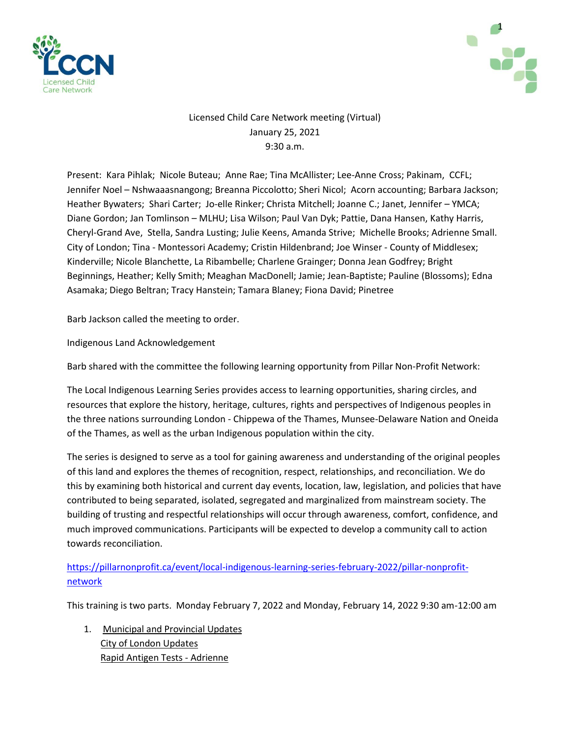Licensed Child Care Network meeting (Virtual)
January 25, 2021
9:30 a.m.

Present: Kara Pihlak; Nicole Buteau; Anne Rae; Tina McAllister; Lee-Anne Cross; Pakinam, CCFL; Jennifer Noel – Nshwaaasnangong; Breanna Piccolotto; Sheri Nicol; Acorn accounting; Barbara Jackson; Heather Bywaters; Shari Carter; Jo-elle Rinker; Christa Mitchell; Joanne C.; Janet, Jennifer – YMCA; Diane Gordon; Jan Tomlinson – MLHU; Lisa Wilson; Paul Van Dyk; Pattie, Dana Hansen, Kathy Harris, Cheryl-Grand Ave, Stella, Sandra Lusting; Julie Keens, Amanda Strive; Michelle Brooks; Adrienne Small. City of London; Tina - Montessori Academy; Cristin Hildenbrand; Joe Winser - County of Middlesex; Kinderville; Nicole Blanchette, La Ribambelle; Charlene Grainger; Donna Jean Godfrey; Bright Beginnings, Heather; Kelly Smith; Meaghan MacDonell; Jamie; Jean-Baptiste; Pauline (Blossoms); Edna Asamaka; Diego Beltran; Tracy Hanstein; Tamara Blaney; Fiona David; Pinetree

Barb Jackson called the meeting to order.

Indigenous Land Acknowledgement

Barb shared with the committee the following learning opportunity from Pillar Non-Profit Network:

The Local Indigenous Learning Series provides access to learning opportunities, sharing circles, and resources that explore the history, heritage, cultures, rights and perspectives of Indigenous peoples in the three nations surrounding London - Chippewa of the Thames, Munsee-Delaware Nation and Oneida of the Thames, as well as the urban Indigenous population within the city.

The series is designed to serve as a tool for gaining awareness and understanding of the original peoples of this land and explores the themes of recognition, respect, relationships, and reconciliation. We do this by examining both historical and current day events, location, law, legislation, and policies that have contributed to being separated, isolated, segregated and marginalized from mainstream society. The building of trusting and respectful relationships will occur through awareness, comfort, confidence, and much improved communications. Participants will be expected to develop a community call to action towards reconciliation.

[https://pillarnonprofit.ca/event/local-indigenous-learning-series-february-2022/pillar-nonprofit-network](https://pillarnonprofit.ca/event/local-indigenous-learning-series-february-2022/pillar-nonprofit-network)

This training is two parts. Monday February 7, 2022 and Monday, February 14, 2022 9:30 am-12:00 am

1. Municipal and Provincial Updates
   City of London Updates
   Rapid Antigen Tests - Adrienne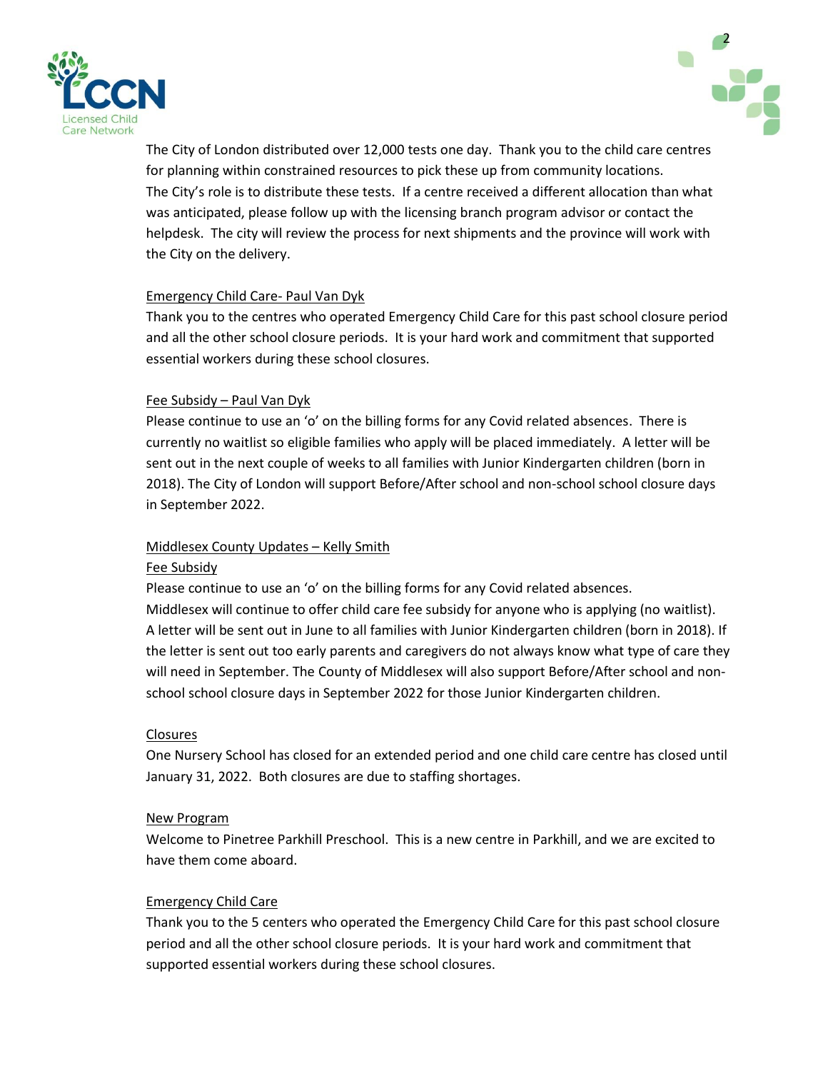The City of London distributed over 12,000 tests one day. Thank you to the child care centres for planning within constrained resources to pick these up from community locations. The City's role is to distribute these tests. If a centre received a different allocation than what was anticipated, please follow up with the licensing branch program advisor or contact the helpdesk. The city will review the process for next shipments and the province will work with the City on the delivery.

<u>Emergency Child Care- Paul Van Dyk</u>

Thank you to the centres who operated Emergency Child Care for this past school closure period and all the other school closure periods. It is your hard work and commitment that supported essential workers during these school closures.

<u>Fee Subsidy – Paul Van Dyk</u>

Please continue to use an 'o' on the billing forms for any Covid related absences. There is currently no waitlist so eligible families who apply will be placed immediately. A letter will be sent out in the next couple of weeks to all families with Junior Kindergarten children (born in 2018). The City of London will support Before/After school and non-school school closure days in September 2022.

<u>Middlesex County Updates – Kelly Smith</u>

<u>Fee Subsidy</u>

Please continue to use an 'o' on the billing forms for any Covid related absences.
Middlesex will continue to offer child care fee subsidy for anyone who is applying (no waitlist). A letter will be sent out in June to all families with Junior Kindergarten children (born in 2018). If the letter is sent out too early parents and caregivers do not always know what type of care they will need in September. The County of Middlesex will also support Before/After school and non-school school closure days in September 2022 for those Junior Kindergarten children.

<u>Closures</u>

One Nursery School has closed for an extended period and one child care centre has closed until January 31, 2022. Both closures are due to staffing shortages.

<u>New Program</u>

Welcome to Pinetree Parkhill Preschool. This is a new centre in Parkhill, and we are excited to have them come aboard.

<u>Emergency Child Care</u>

Thank you to the 5 centers who operated the Emergency Child Care for this past school closure period and all the other school closure periods. It is your hard work and commitment that supported essential workers during these school closures.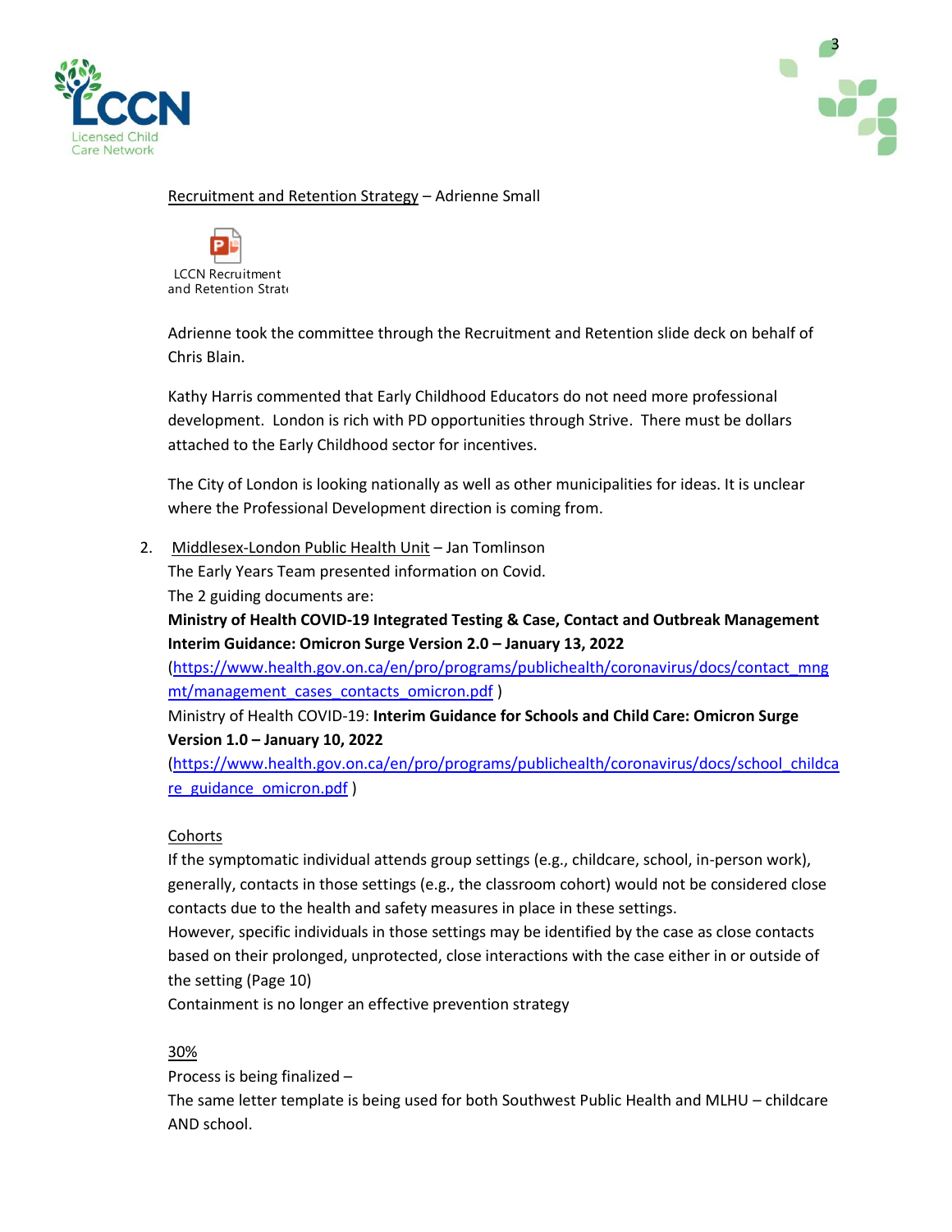Recruitment and Retention Strategy – Adrienne Small

LCCN Recruitment and Retention Strat

Adrienne took the committee through the Recruitment and Retention slide deck on behalf of Chris Blain.

Kathy Harris commented that Early Childhood Educators do not need more professional development. London is rich with PD opportunities through Strive. There must be dollars attached to the Early Childhood sector for incentives.

The City of London is looking nationally as well as other municipalities for ideas. It is unclear where the Professional Development direction is coming from.

2. Middlesex-London Public Health Unit – Jan Tomlinson

The Early Years Team presented information on Covid.

The 2 guiding documents are:

**Ministry of Health COVID-19 Integrated Testing & Case, Contact and Outbreak Management Interim Guidance: Omicron Surge Version 2.0 – January 13, 2022**
(https://www.health.gov.on.ca/en/pro/programs/publichealth/coronavirus/docs/contact_mngmt/management_cases_contacts_omicron.pdf )

Ministry of Health COVID-19: **Interim Guidance for Schools and Child Care: Omicron Surge Version 1.0 – January 10, 2022**
(https://www.health.gov.on.ca/en/pro/programs/publichealth/coronavirus/docs/school_childcare_guidance_omicron.pdf )

Cohorts

If the symptomatic individual attends group settings (e.g., childcare, school, in-person work), generally, contacts in those settings (e.g., the classroom cohort) would not be considered close contacts due to the health and safety measures in place in these settings.

However, specific individuals in those settings may be identified by the case as close contacts based on their prolonged, unprotected, close interactions with the case either in or outside of the setting (Page 10)

Containment is no longer an effective prevention strategy

30%

Process is being finalized –

The same letter template is being used for both Southwest Public Health and MLHU – childcare AND school.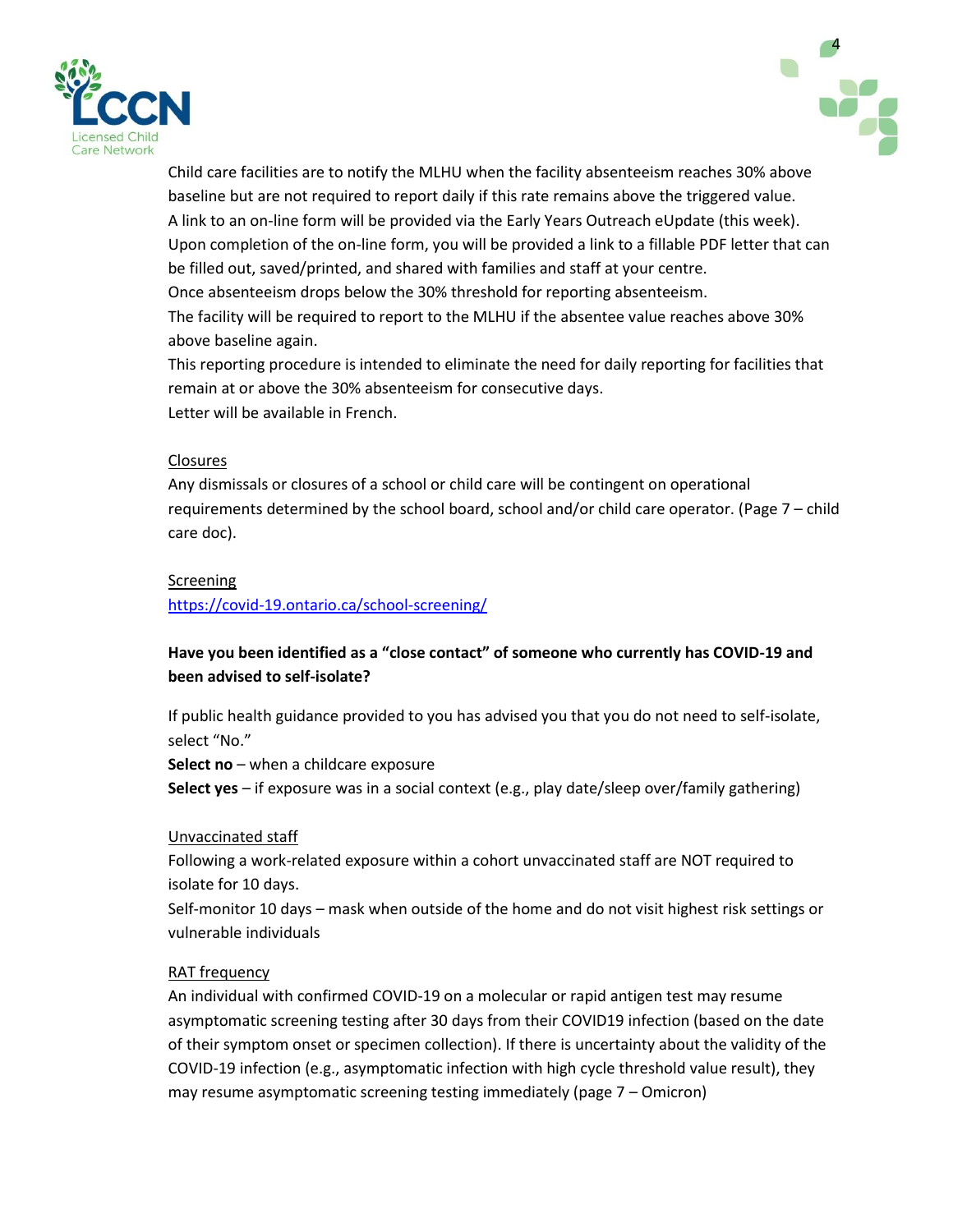Child care facilities are to notify the MLHU when the facility absenteeism reaches 30% above baseline but are not required to report daily if this rate remains above the triggered value.
A link to an on-line form will be provided via the Early Years Outreach eUpdate (this week).
Upon completion of the on-line form, you will be provided a link to a fillable PDF letter that can be filled out, saved/printed, and shared with families and staff at your centre.
Once absenteeism drops below the 30% threshold for reporting absenteeism.
The facility will be required to report to the MLHU if the absentee value reaches above 30% above baseline again.
This reporting procedure is intended to eliminate the need for daily reporting for facilities that remain at or above the 30% absenteeism for consecutive days.
Letter will be available in French.

Closures

Any dismissals or closures of a school or child care will be contingent on operational requirements determined by the school board, school and/or child care operator. (Page 7 – child care doc).

Screening

https://covid-19.ontario.ca/school-screening/

**Have you been identified as a "close contact" of someone who currently has COVID-19 and been advised to self-isolate?**

If public health guidance provided to you has advised you that you do not need to self-isolate, select "No."
**Select no** – when a childcare exposure
**Select yes** – if exposure was in a social context (e.g., play date/sleep over/family gathering)

Unvaccinated staff

Following a work-related exposure within a cohort unvaccinated staff are NOT required to isolate for 10 days.
Self-monitor 10 days – mask when outside of the home and do not visit highest risk settings or vulnerable individuals

RAT frequency

An individual with confirmed COVID-19 on a molecular or rapid antigen test may resume asymptomatic screening testing after 30 days from their COVID19 infection (based on the date of their symptom onset or specimen collection). If there is uncertainty about the validity of the COVID-19 infection (e.g., asymptomatic infection with high cycle threshold value result), they may resume asymptomatic screening testing immediately (page 7 – Omicron)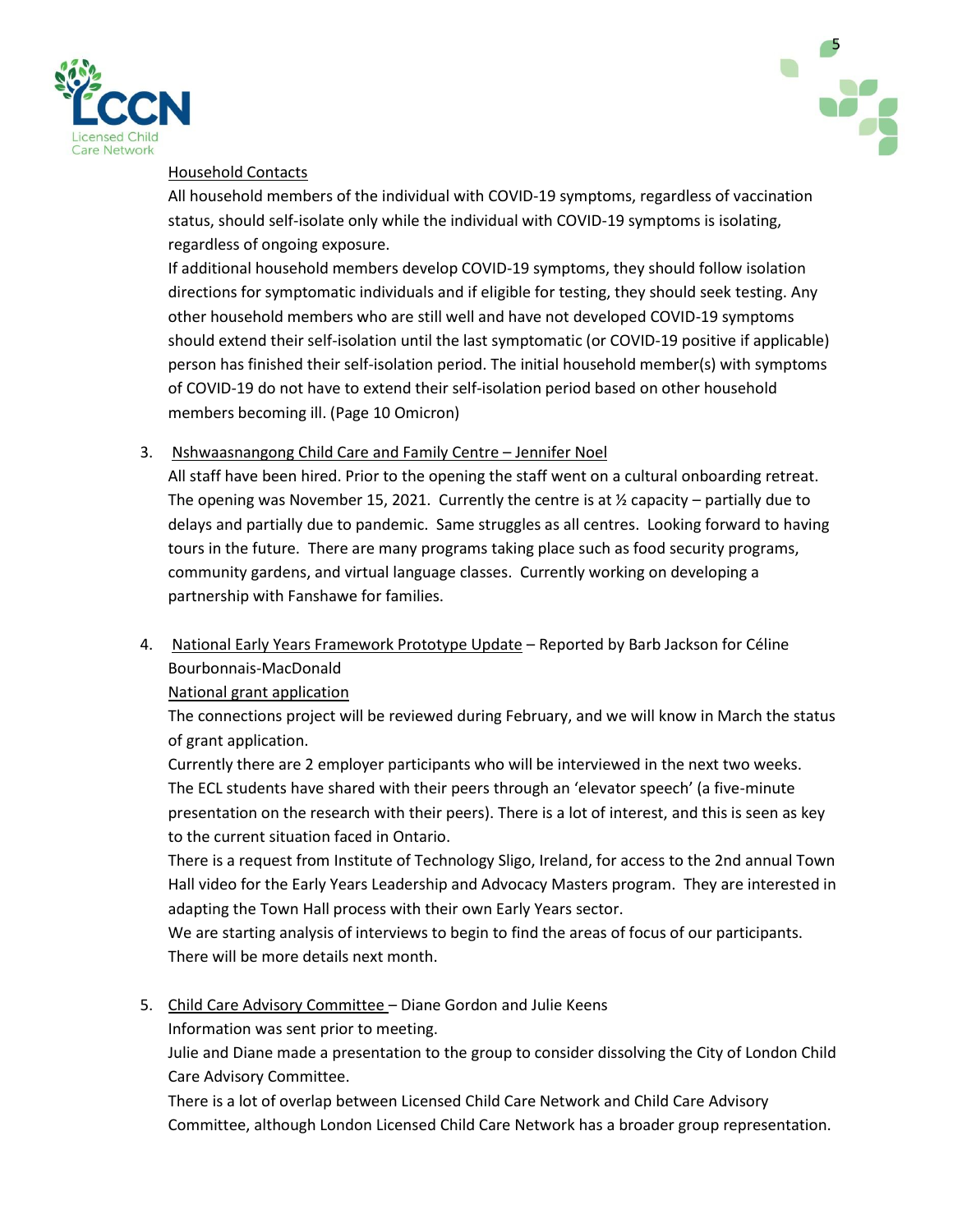Household Contacts

All household members of the individual with COVID-19 symptoms, regardless of vaccination status, should self-isolate only while the individual with COVID-19 symptoms is isolating, regardless of ongoing exposure.

If additional household members develop COVID-19 symptoms, they should follow isolation directions for symptomatic individuals and if eligible for testing, they should seek testing. Any other household members who are still well and have not developed COVID-19 symptoms should extend their self-isolation until the last symptomatic (or COVID-19 positive if applicable) person has finished their self-isolation period. The initial household member(s) with symptoms of COVID-19 do not have to extend their self-isolation period based on other household members becoming ill. (Page 10 Omicron)

3. Nshwaasnangong Child Care and Family Centre – Jennifer Noel

   All staff have been hired. Prior to the opening the staff went on a cultural onboarding retreat. The opening was November 15, 2021. Currently the centre is at ½ capacity – partially due to delays and partially due to pandemic. Same struggles as all centres. Looking forward to having tours in the future. There are many programs taking place such as food security programs, community gardens, and virtual language classes. Currently working on developing a partnership with Fanshawe for families.

4. National Early Years Framework Prototype Update – Reported by Barb Jackson for Céline Bourbonnais-MacDonald

   National grant application

   The connections project will be reviewed during February, and we will know in March the status of grant application.

   Currently there are 2 employer participants who will be interviewed in the next two weeks.

   The ECL students have shared with their peers through an 'elevator speech' (a five-minute presentation on the research with their peers). There is a lot of interest, and this is seen as key to the current situation faced in Ontario.

   There is a request from Institute of Technology Sligo, Ireland, for access to the 2nd annual Town Hall video for the Early Years Leadership and Advocacy Masters program. They are interested in adapting the Town Hall process with their own Early Years sector.

   We are starting analysis of interviews to begin to find the areas of focus of our participants. There will be more details next month.

5. Child Care Advisory Committee – Diane Gordon and Julie Keens

   Information was sent prior to meeting.

   Julie and Diane made a presentation to the group to consider dissolving the City of London Child Care Advisory Committee.

   There is a lot of overlap between Licensed Child Care Network and Child Care Advisory Committee, although London Licensed Child Care Network has a broader group representation.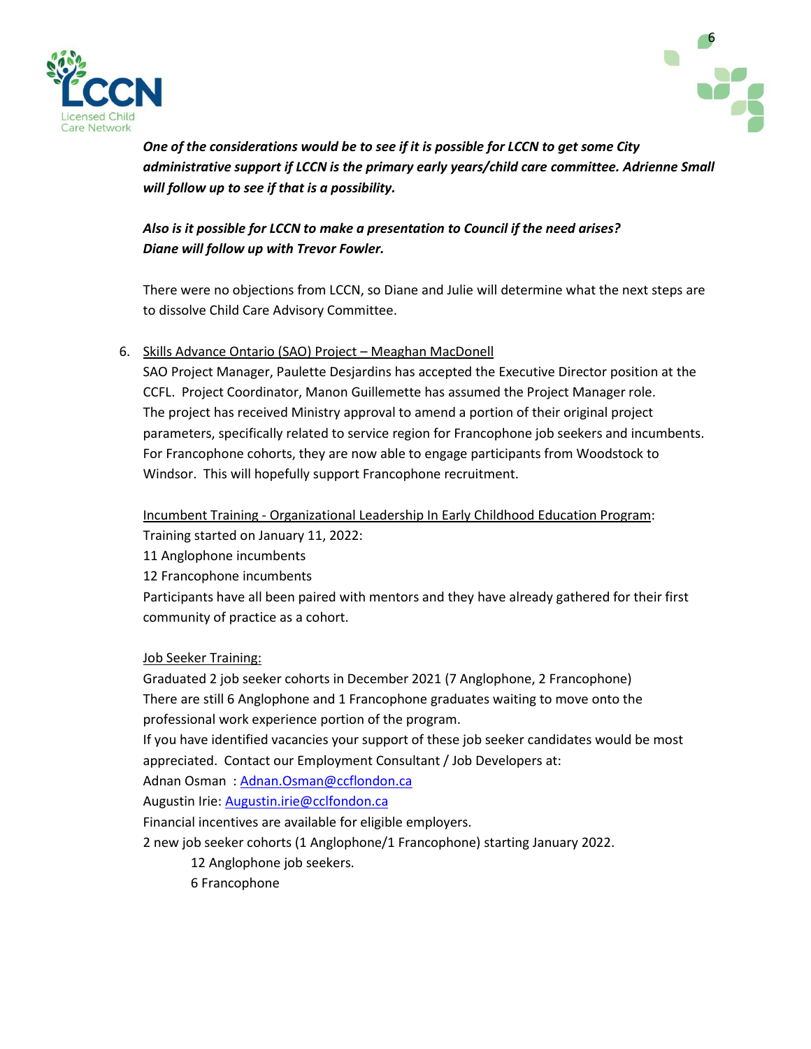***One of the considerations would be to see if it is possible for LCCN to get some City administrative support if LCCN is the primary early years/child care committee. Adrienne Small will follow up to see if that is a possibility.***

***Also is it possible for LCCN to make a presentation to Council if the need arises? Diane will follow up with Trevor Fowler.***

There were no objections from LCCN, so Diane and Julie will determine what the next steps are to dissolve Child Care Advisory Committee.

6. Skills Advance Ontario (SAO) Project – Meaghan MacDonell

   SAO Project Manager, Paulette Desjardins has accepted the Executive Director position at the CCFL. Project Coordinator, Manon Guillemette has assumed the Project Manager role. The project has received Ministry approval to amend a portion of their original project parameters, specifically related to service region for Francophone job seekers and incumbents. For Francophone cohorts, they are now able to engage participants from Woodstock to Windsor. This will hopefully support Francophone recruitment.

   Incumbent Training - Organizational Leadership In Early Childhood Education Program:
   Training started on January 11, 2022:
   11 Anglophone incumbents
   12 Francophone incumbents
   Participants have all been paired with mentors and they have already gathered for their first community of practice as a cohort.

   Job Seeker Training:
   Graduated 2 job seeker cohorts in December 2021 (7 Anglophone, 2 Francophone)
   There are still 6 Anglophone and 1 Francophone graduates waiting to move onto the professional work experience portion of the program.
   If you have identified vacancies your support of these job seeker candidates would be most appreciated. Contact our Employment Consultant / Job Developers at:
   Adnan Osman : Adnan.Osman@ccflondon.ca
   Augustin Irie: Augustin.irie@cclfondon.ca
   Financial incentives are available for eligible employers.
   2 new job seeker cohorts (1 Anglophone/1 Francophone) starting January 2022.
   - 12 Anglophone job seekers.
   - 6 Francophone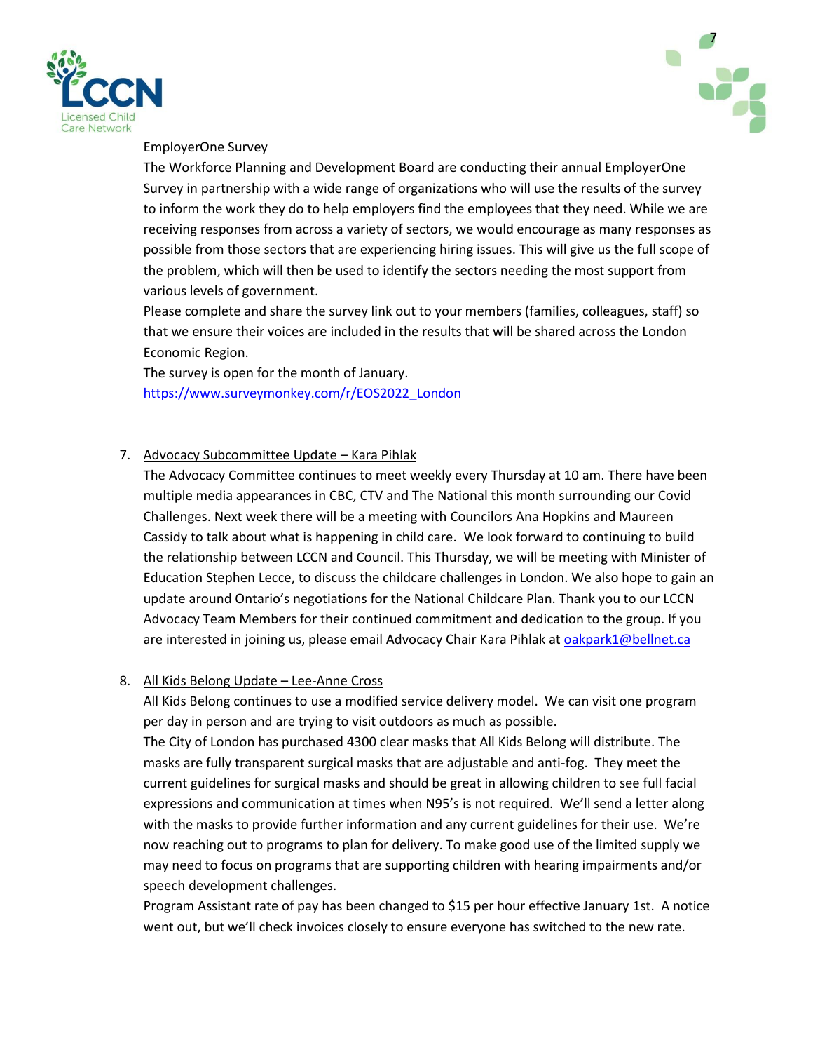EmployerOne Survey

The Workforce Planning and Development Board are conducting their annual EmployerOne Survey in partnership with a wide range of organizations who will use the results of the survey to inform the work they do to help employers find the employees that they need. While we are receiving responses from across a variety of sectors, we would encourage as many responses as possible from those sectors that are experiencing hiring issues. This will give us the full scope of the problem, which will then be used to identify the sectors needing the most support from various levels of government.

Please complete and share the survey link out to your members (families, colleagues, staff) so that we ensure their voices are included in the results that will be shared across the London Economic Region.

The survey is open for the month of January.

https://www.surveymonkey.com/r/EOS2022_London

7. Advocacy Subcommittee Update – Kara Pihlak

   The Advocacy Committee continues to meet weekly every Thursday at 10 am. There have been multiple media appearances in CBC, CTV and The National this month surrounding our Covid Challenges. Next week there will be a meeting with Councilors Ana Hopkins and Maureen Cassidy to talk about what is happening in child care. We look forward to continuing to build the relationship between LCCN and Council. This Thursday, we will be meeting with Minister of Education Stephen Lecce, to discuss the childcare challenges in London. We also hope to gain an update around Ontario's negotiations for the National Childcare Plan. Thank you to our LCCN Advocacy Team Members for their continued commitment and dedication to the group. If you are interested in joining us, please email Advocacy Chair Kara Pihlak at oakpark1@bellnet.ca

8. All Kids Belong Update – Lee-Anne Cross

   All Kids Belong continues to use a modified service delivery model. We can visit one program per day in person and are trying to visit outdoors as much as possible.

   The City of London has purchased 4300 clear masks that All Kids Belong will distribute. The masks are fully transparent surgical masks that are adjustable and anti-fog. They meet the current guidelines for surgical masks and should be great in allowing children to see full facial expressions and communication at times when N95's is not required. We'll send a letter along with the masks to provide further information and any current guidelines for their use. We're now reaching out to programs to plan for delivery. To make good use of the limited supply we may need to focus on programs that are supporting children with hearing impairments and/or speech development challenges.

   Program Assistant rate of pay has been changed to $15 per hour effective January 1st. A notice went out, but we'll check invoices closely to ensure everyone has switched to the new rate.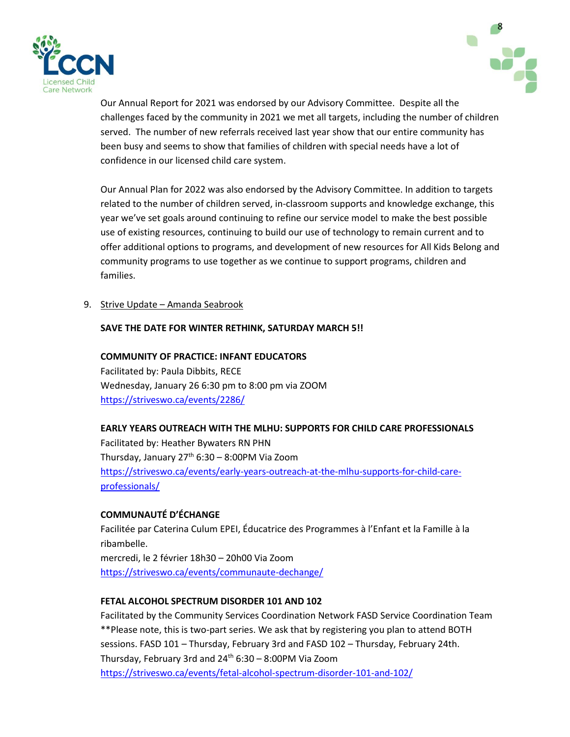Our Annual Report for 2021 was endorsed by our Advisory Committee. Despite all the challenges faced by the community in 2021 we met all targets, including the number of children served. The number of new referrals received last year show that our entire community has been busy and seems to show that families of children with special needs have a lot of confidence in our licensed child care system.

Our Annual Plan for 2022 was also endorsed by the Advisory Committee. In addition to targets related to the number of children served, in-classroom supports and knowledge exchange, this year we've set goals around continuing to refine our service model to make the best possible use of existing resources, continuing to build our use of technology to remain current and to offer additional options to programs, and development of new resources for All Kids Belong and community programs to use together as we continue to support programs, children and families.

9. Strive Update – Amanda Seabrook

**SAVE THE DATE FOR WINTER RETHINK, SATURDAY MARCH 5!!**

**COMMUNITY OF PRACTICE: INFANT EDUCATORS**
Facilitated by: Paula Dibbits, RECE
Wednesday, January 26 6:30 pm to 8:00 pm via ZOOM
https://striveswo.ca/events/2286/

**EARLY YEARS OUTREACH WITH THE MLHU: SUPPORTS FOR CHILD CARE PROFESSIONALS**
Facilitated by: Heather Bywaters RN PHN
Thursday, January 27th 6:30 – 8:00PM Via Zoom
https://striveswo.ca/events/early-years-outreach-at-the-mlhu-supports-for-child-care-professionals/

**COMMUNAUTÉ D'ÉCHANGE**
Facilitée par Caterina Culum EPEI, Éducatrice des Programmes à l'Enfant et la Famille à la ribambelle.
mercredi, le 2 février 18h30 – 20h00 Via Zoom
https://striveswo.ca/events/communaute-dechange/

**FETAL ALCOHOL SPECTRUM DISORDER 101 AND 102**
Facilitated by the Community Services Coordination Network FASD Service Coordination Team
**Please note, this is two-part series. We ask that by registering you plan to attend BOTH sessions. FASD 101 – Thursday, February 3rd and FASD 102 – Thursday, February 24th.
Thursday, February 3rd and 24th 6:30 – 8:00PM Via Zoom
https://striveswo.ca/events/fetal-alcohol-spectrum-disorder-101-and-102/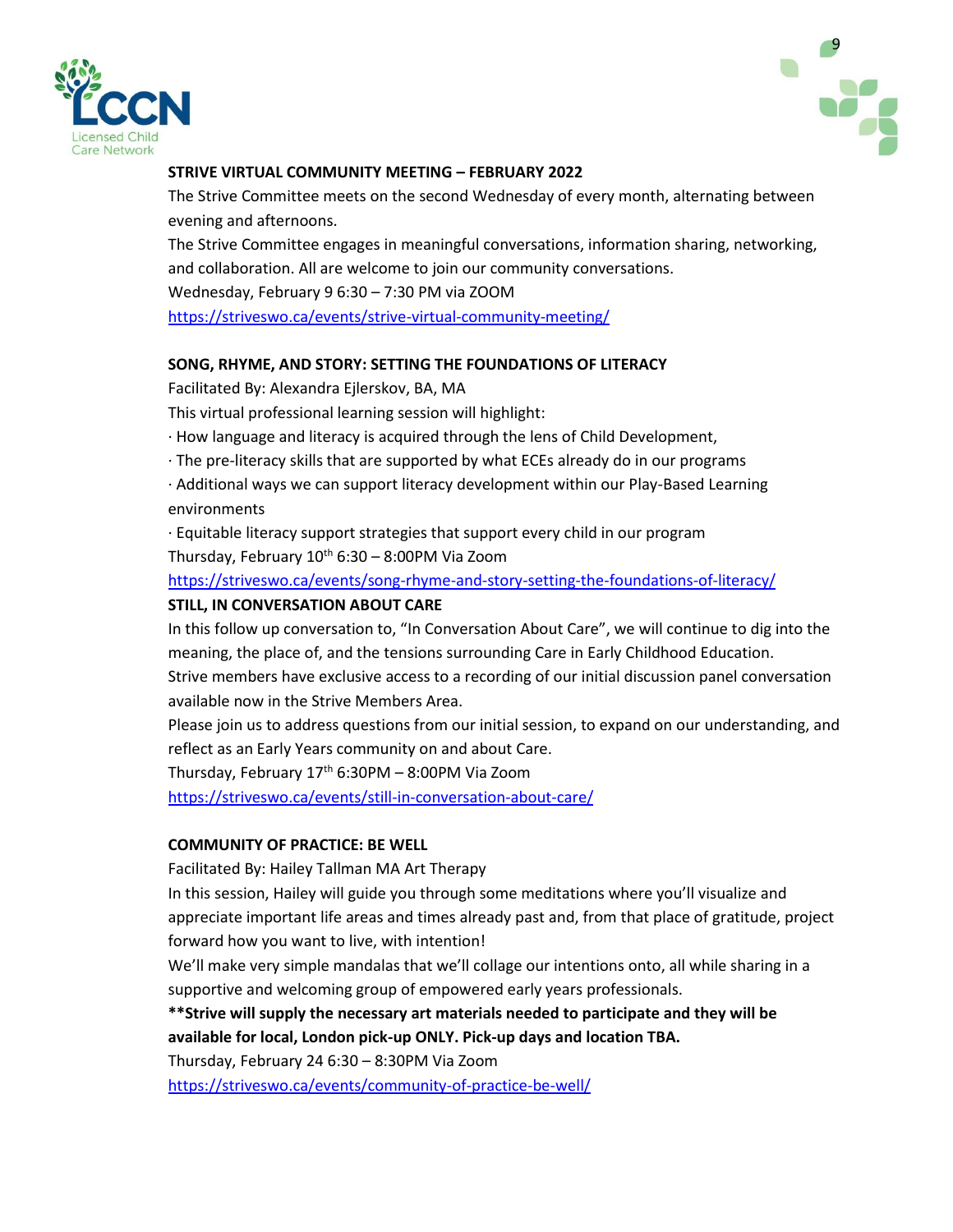**STRIVE VIRTUAL COMMUNITY MEETING – FEBRUARY 2022**

The Strive Committee meets on the second Wednesday of every month, alternating between evening and afternoons.

The Strive Committee engages in meaningful conversations, information sharing, networking, and collaboration. All are welcome to join our community conversations.

Wednesday, February 9 6:30 – 7:30 PM via ZOOM

https://striveswo.ca/events/strive-virtual-community-meeting/

**SONG, RHYME, AND STORY: SETTING THE FOUNDATIONS OF LITERACY**

Facilitated By: Alexandra Ejlerskov, BA, MA

This virtual professional learning session will highlight:

· How language and literacy is acquired through the lens of Child Development,

· The pre-literacy skills that are supported by what ECEs already do in our programs

· Additional ways we can support literacy development within our Play-Based Learning environments

· Equitable literacy support strategies that support every child in our program

Thursday, February 10th 6:30 – 8:00PM Via Zoom

https://striveswo.ca/events/song-rhyme-and-story-setting-the-foundations-of-literacy/

**STILL, IN CONVERSATION ABOUT CARE**

In this follow up conversation to, "In Conversation About Care", we will continue to dig into the meaning, the place of, and the tensions surrounding Care in Early Childhood Education.

Strive members have exclusive access to a recording of our initial discussion panel conversation available now in the Strive Members Area.

Please join us to address questions from our initial session, to expand on our understanding, and reflect as an Early Years community on and about Care.

Thursday, February 17th 6:30PM – 8:00PM Via Zoom

https://striveswo.ca/events/still-in-conversation-about-care/

**COMMUNITY OF PRACTICE: BE WELL**

Facilitated By: Hailey Tallman MA Art Therapy

In this session, Hailey will guide you through some meditations where you'll visualize and appreciate important life areas and times already past and, from that place of gratitude, project forward how you want to live, with intention!

We'll make very simple mandalas that we'll collage our intentions onto, all while sharing in a supportive and welcoming group of empowered early years professionals.

**\*\*Strive will supply the necessary art materials needed to participate and they will be available for local, London pick-up ONLY. Pick-up days and location TBA.**

Thursday, February 24 6:30 – 8:30PM Via Zoom

https://striveswo.ca/events/community-of-practice-be-well/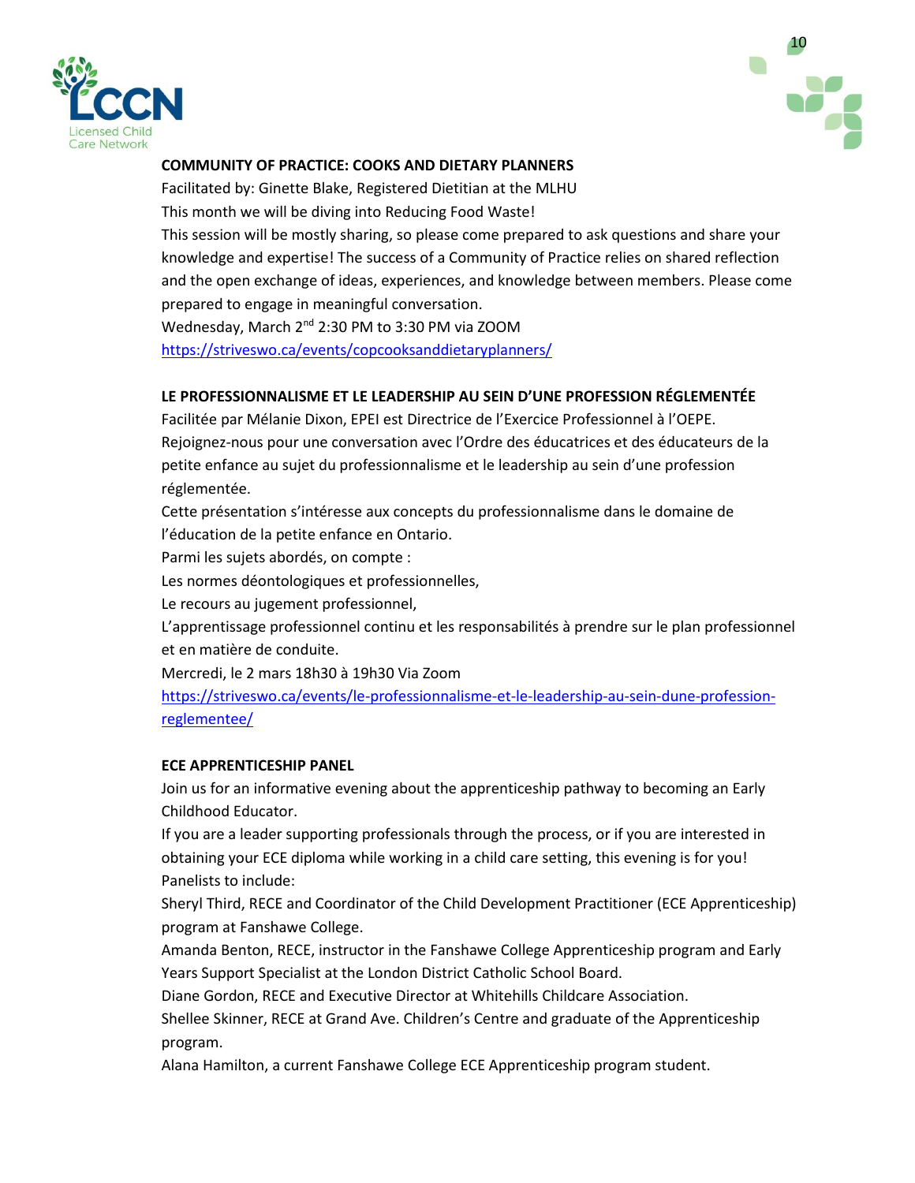**COMMUNITY OF PRACTICE: COOKS AND DIETARY PLANNERS**

Facilitated by: Ginette Blake, Registered Dietitian at the MLHU

This month we will be diving into Reducing Food Waste!

This session will be mostly sharing, so please come prepared to ask questions and share your knowledge and expertise! The success of a Community of Practice relies on shared reflection and the open exchange of ideas, experiences, and knowledge between members. Please come prepared to engage in meaningful conversation.

Wednesday, March 2nd 2:30 PM to 3:30 PM via ZOOM

https://striveswo.ca/events/copcooksanddietaryplanners/

**LE PROFESSIONNALISME ET LE LEADERSHIP AU SEIN D'UNE PROFESSION RÉGLEMENTÉE**

Facilitée par Mélanie Dixon, EPEI est Directrice de l'Exercice Professionnel à l'OEPE.

Rejoignez-nous pour une conversation avec l'Ordre des éducatrices et des éducateurs de la petite enfance au sujet du professionnalisme et le leadership au sein d'une profession réglementée.

Cette présentation s'intéresse aux concepts du professionnalisme dans le domaine de l'éducation de la petite enfance en Ontario.

Parmi les sujets abordés, on compte :

Les normes déontologiques et professionnelles,

Le recours au jugement professionnel,

L'apprentissage professionnel continu et les responsabilités à prendre sur le plan professionnel et en matière de conduite.

Mercredi, le 2 mars 18h30 à 19h30 Via Zoom

https://striveswo.ca/events/le-professionnalisme-et-le-leadership-au-sein-dune-profession-reglementee/

**ECE APPRENTICESHIP PANEL**

Join us for an informative evening about the apprenticeship pathway to becoming an Early Childhood Educator.

If you are a leader supporting professionals through the process, or if you are interested in obtaining your ECE diploma while working in a child care setting, this evening is for you!

Panelists to include:

Sheryl Third, RECE and Coordinator of the Child Development Practitioner (ECE Apprenticeship) program at Fanshawe College.

Amanda Benton, RECE, instructor in the Fanshawe College Apprenticeship program and Early Years Support Specialist at the London District Catholic School Board.

Diane Gordon, RECE and Executive Director at Whitehills Childcare Association.

Shellee Skinner, RECE at Grand Ave. Children's Centre and graduate of the Apprenticeship program.

Alana Hamilton, a current Fanshawe College ECE Apprenticeship program student.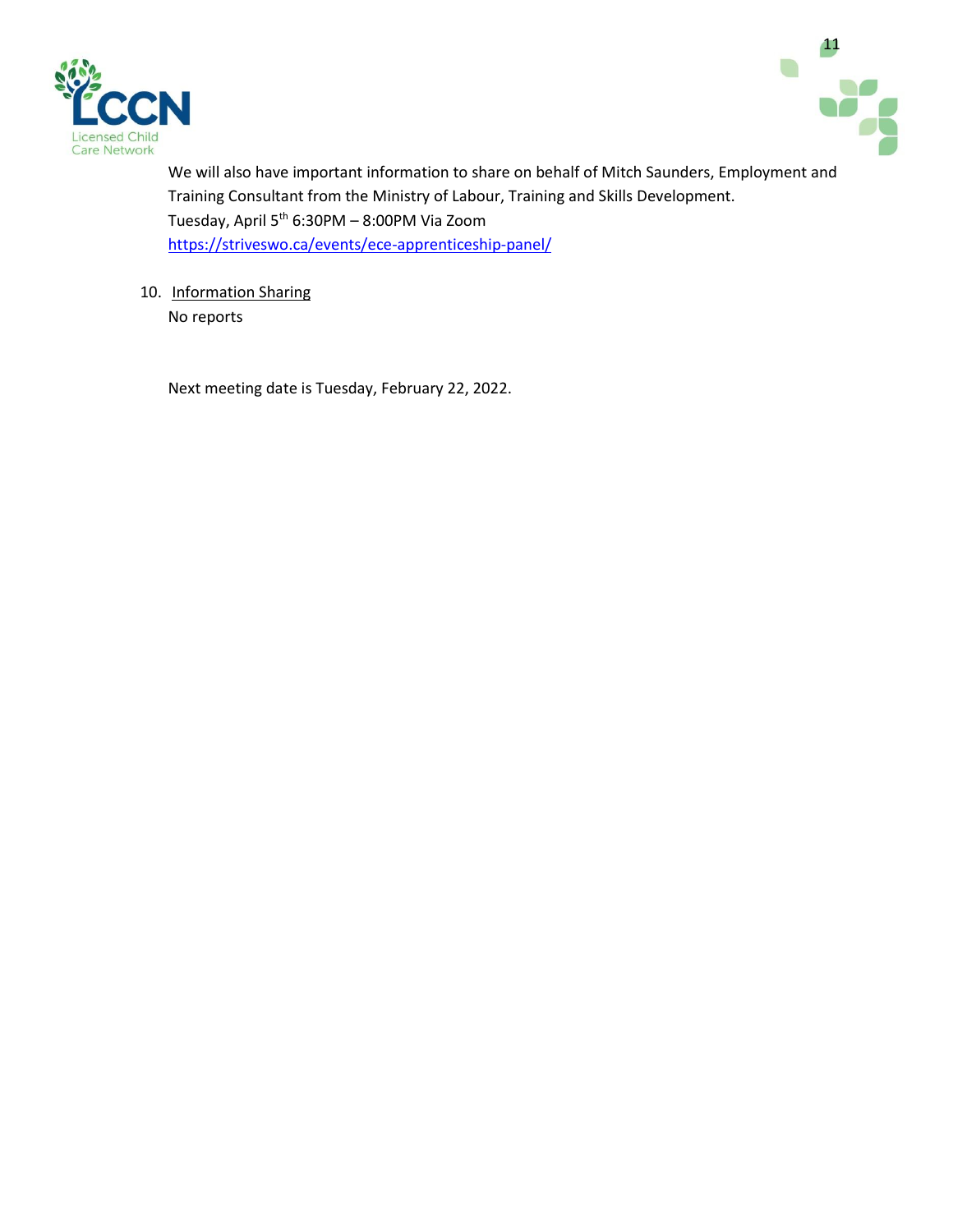We will also have important information to share on behalf of Mitch Saunders, Employment and Training Consultant from the Ministry of Labour, Training and Skills Development.
Tuesday, April 5th 6:30PM – 8:00PM Via Zoom
https://striveswo.ca/events/ece-apprenticeship-panel/

10. Information Sharing
    No reports

Next meeting date is Tuesday, February 22, 2022.